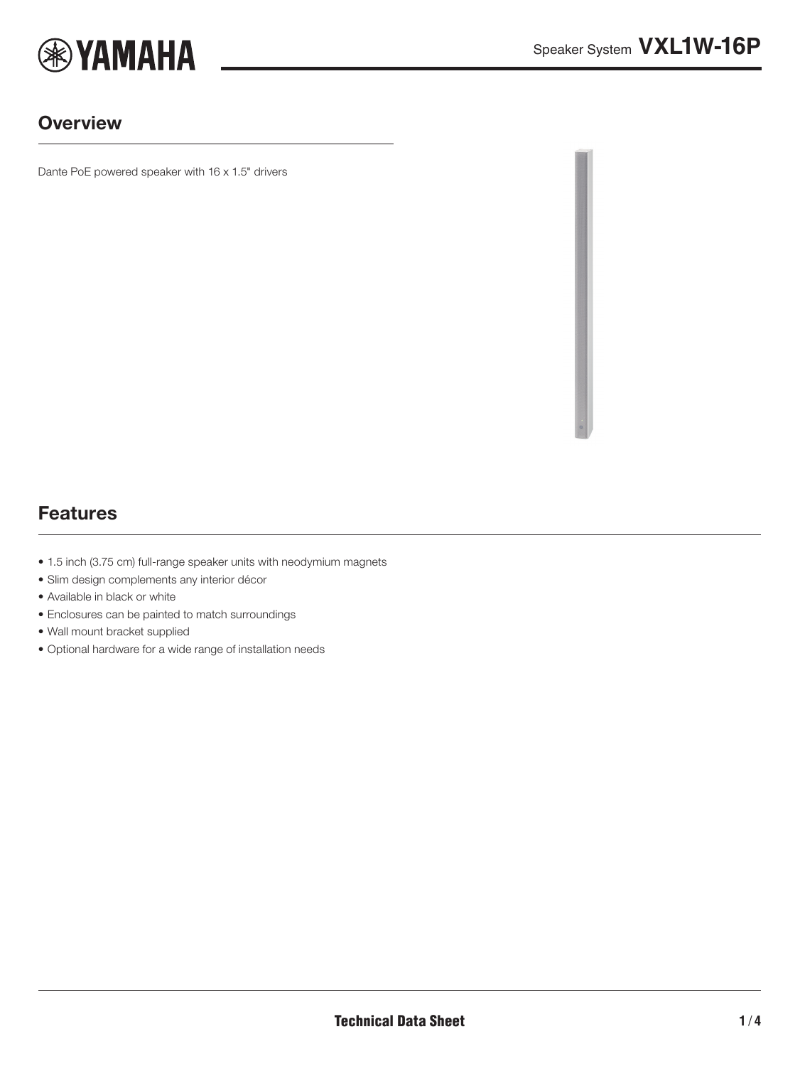Speaker System **VXL1W-16P**

## Overview

Dante PoE powered speaker with 16 x 1.5" drivers

## Features

- 1.5 inch (3.75 cm) full-range speaker units with neodymium magnets
- Slim design complements any interior décor
- Available in black or white
- Enclosures can be painted to match surroundings
- Wall mount bracket supplied
- Optional hardware for a wide range of installation needs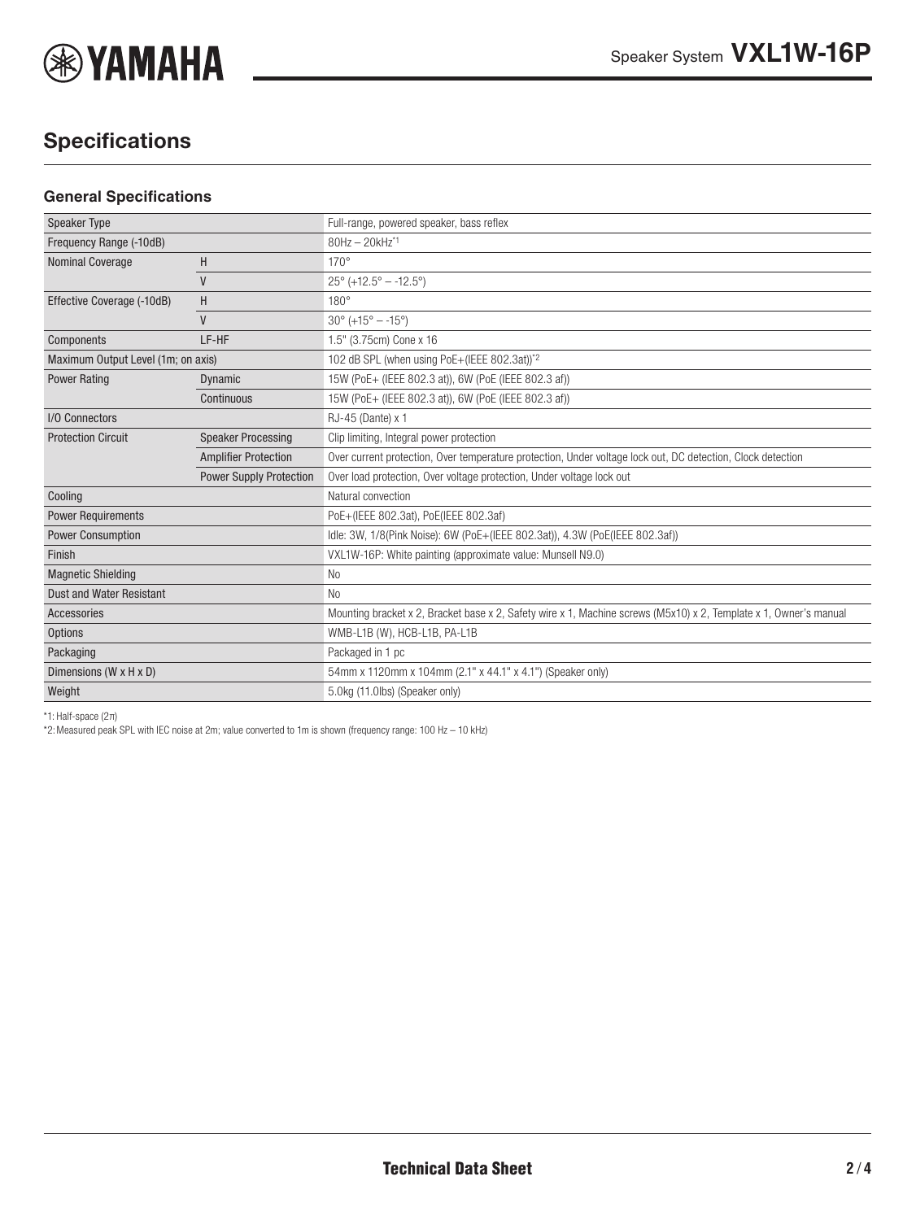# Specifications

## General Specifications

| | | |
|---|---|---|
| Speaker Type | | Full-range, powered speaker, bass reflex |
| Frequency Range (-10dB) | | 80Hz – 20kHz[*1] |
| Nominal Coverage | H | 170° |
| | V | 25° (+12.5° – -12.5°) |
| Effective Coverage (-10dB) | H | 180° |
| | V | 30° (+15° – -15°) |
| Components | LF-HF | 1.5" (3.75cm) Cone x 16 |
| Maximum Output Level (1m; on axis) | | 102 dB SPL (when using PoE+(IEEE 802.3at))[*2] |
| Power Rating | Dynamic | 15W (PoE+ (IEEE 802.3 at)), 6W (PoE (IEEE 802.3 af)) |
| | Continuous | 15W (PoE+ (IEEE 802.3 at)), 6W (PoE (IEEE 802.3 af)) |
| I/O Connectors | | RJ-45 (Dante) x 1 |
| Protection Circuit | Speaker Processing | Clip limiting, Integral power protection |
| | Amplifier Protection | Over current protection, Over temperature protection, Under voltage lock out, DC detection, Clock detection |
| | Power Supply Protection | Over load protection, Over voltage protection, Under voltage lock out |
| Cooling | | Natural convection |
| Power Requirements | | PoE+(IEEE 802.3at), PoE(IEEE 802.3af) |
| Power Consumption | | Idle: 3W, 1/8(Pink Noise): 6W (PoE+(IEEE 802.3at)), 4.3W (PoE(IEEE 802.3af)) |
| Finish | | VXL1W-16P: White painting (approximate value: Munsell N9.0) |
| Magnetic Shielding | | No |
| Dust and Water Resistant | | No |
| Accessories | | Mounting bracket x 2, Bracket base x 2, Safety wire x 1, Machine screws (M5x10) x 2, Template x 1, Owner's manual |
| Options | | WMB-L1B (W), HCB-L1B, PA-L1B |
| Packaging | | Packaged in 1 pc |
| Dimensions (W x H x D) | | 54mm x 1120mm x 104mm (2.1" x 44.1" x 4.1") (Speaker only) |
| Weight | | 5.0kg (11.0lbs) (Speaker only) |

*1: Half-space (2π)

*2: Measured peak SPL with IEC noise at 2m; value converted to 1m is shown (frequency range: 100 Hz – 10 kHz)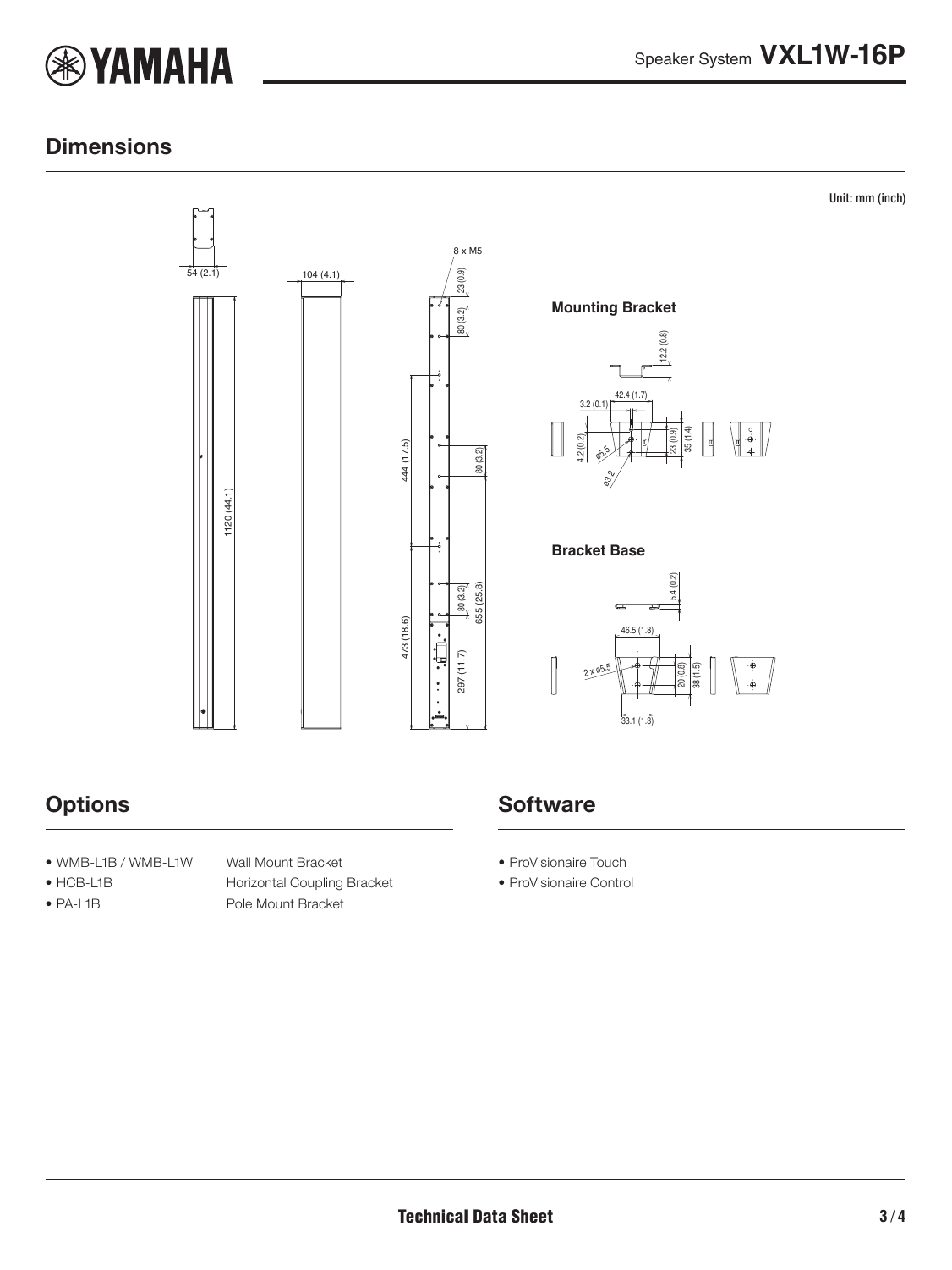## Dimensions

Unit: mm (inch)

Mounting Bracket

Bracket Base

## Options

- WMB-L1B / WMB-L1W Wall Mount Bracket
- HCB-L1B Horizontal Coupling Bracket
- PA-L1B Pole Mount Bracket

## Software

- ProVisionaire Touch
- ProVisionaire Control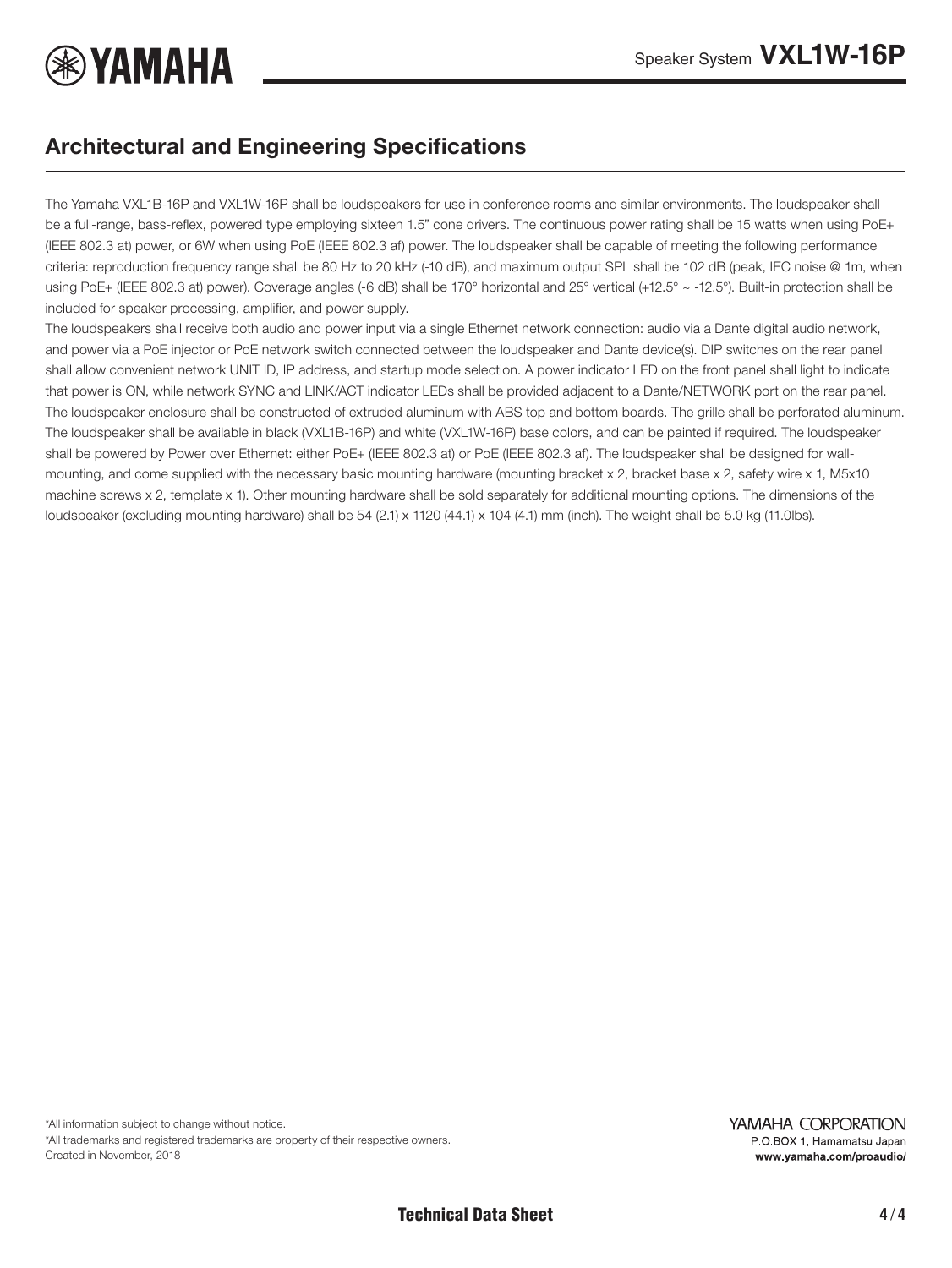## Architectural and Engineering Specifications

The Yamaha VXL1B-16P and VXL1W-16P shall be loudspeakers for use in conference rooms and similar environments. The loudspeaker shall be a full-range, bass-reflex, powered type employing sixteen 1.5" cone drivers. The continuous power rating shall be 15 watts when using PoE+ (IEEE 802.3 at) power, or 6W when using PoE (IEEE 802.3 af) power. The loudspeaker shall be capable of meeting the following performance criteria: reproduction frequency range shall be 80 Hz to 20 kHz (-10 dB), and maximum output SPL shall be 102 dB (peak, IEC noise @ 1m, when using PoE+ (IEEE 802.3 at) power). Coverage angles (-6 dB) shall be 170° horizontal and 25° vertical (+12.5° ~ -12.5°). Built-in protection shall be included for speaker processing, amplifier, and power supply.

The loudspeakers shall receive both audio and power input via a single Ethernet network connection: audio via a Dante digital audio network, and power via a PoE injector or PoE network switch connected between the loudspeaker and Dante device(s). DIP switches on the rear panel shall allow convenient network UNIT ID, IP address, and startup mode selection. A power indicator LED on the front panel shall light to indicate that power is ON, while network SYNC and LINK/ACT indicator LEDs shall be provided adjacent to a Dante/NETWORK port on the rear panel. The loudspeaker enclosure shall be constructed of extruded aluminum with ABS top and bottom boards. The grille shall be perforated aluminum. The loudspeaker shall be available in black (VXL1B-16P) and white (VXL1W-16P) base colors, and can be painted if required. The loudspeaker shall be powered by Power over Ethernet: either PoE+ (IEEE 802.3 at) or PoE (IEEE 802.3 af). The loudspeaker shall be designed for wall-mounting, and come supplied with the necessary basic mounting hardware (mounting bracket x 2, bracket base x 2, safety wire x 1, M5x10 machine screws x 2, template x 1). Other mounting hardware shall be sold separately for additional mounting options. The dimensions of the loudspeaker (excluding mounting hardware) shall be 54 (2.1) x 1120 (44.1) x 104 (4.1) mm (inch). The weight shall be 5.0 kg (11.0lbs).

*All information subject to change without notice.
*All trademarks and registered trademarks are property of their respective owners.
Created in November, 2018

YAMAHA CORPORATION
P.O.BOX 1, Hamamatsu Japan
www.yamaha.com/proaudio/